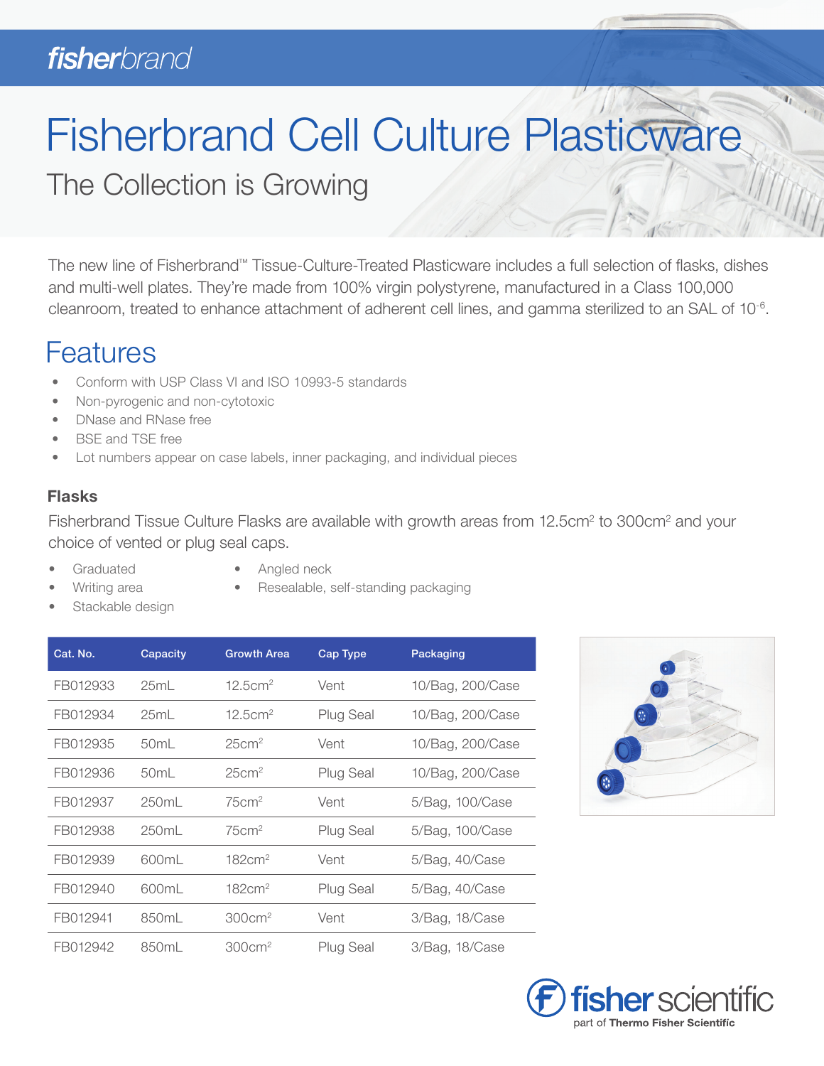fisherbrand

# Fisherbrand Cell Culture Plasticware

## The Collection is Growing

The new line of Fisherbrand™ Tissue-Culture-Treated Plasticware includes a full selection of flasks, dishes and multi-well plates. They're made from 100% virgin polystyrene, manufactured in a Class 100,000 cleanroom, treated to enhance attachment of adherent cell lines, and gamma sterilized to an SAL of $10^{-6}$.

## Features

- Conform with USP Class VI and ISO 10993-5 standards
- Non-pyrogenic and non-cytotoxic
- DNase and RNase free
- BSE and TSE free
- Lot numbers appear on case labels, inner packaging, and individual pieces

### Flasks

Fisherbrand Tissue Culture Flasks are available with growth areas from 12.5cm² to 300cm² and your choice of vented or plug seal caps.

- Graduated
- Writing area
- Stackable design
- Angled neck
- Resealable, self-standing packaging

| Cat. No. | Capacity | Growth Area | Cap Type | Packaging |
|---|---|---|---|---|
| FB012933 | 25mL | 12.5cm² | Vent | 10/Bag, 200/Case |
| FB012934 | 25mL | 12.5cm² | Plug Seal | 10/Bag, 200/Case |
| FB012935 | 50mL | 25cm² | Vent | 10/Bag, 200/Case |
| FB012936 | 50mL | 25cm² | Plug Seal | 10/Bag, 200/Case |
| FB012937 | 250mL | 75cm² | Vent | 5/Bag, 100/Case |
| FB012938 | 250mL | 75cm² | Plug Seal | 5/Bag, 100/Case |
| FB012939 | 600mL | 182cm² | Vent | 5/Bag, 40/Case |
| FB012940 | 600mL | 182cm² | Plug Seal | 5/Bag, 40/Case |
| FB012941 | 850mL | 300cm² | Vent | 3/Bag, 18/Case |
| FB012942 | 850mL | 300cm² | Plug Seal | 3/Bag, 18/Case |

fisher scientific
part of Thermo Fisher Scientific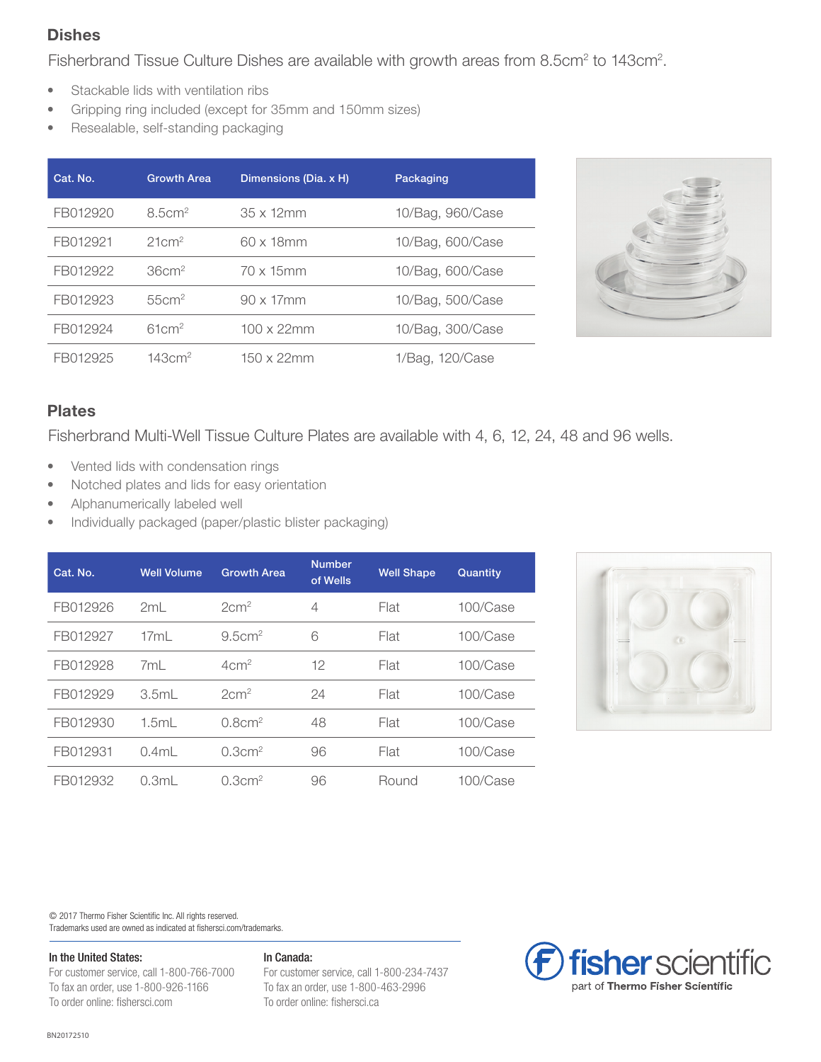## Dishes

Fisherbrand Tissue Culture Dishes are available with growth areas from $8.5cm^2$ to $143cm^2$.

- Stackable lids with ventilation ribs
- Gripping ring included (except for 35mm and 150mm sizes)
- Resealable, self-standing packaging

| Cat. No. | Growth Area | Dimensions (Dia. x H) | Packaging |
|---|---|---|---|
| FB012920 | $8.5cm^2$ | 35 x 12mm | 10/Bag, 960/Case |
| FB012921 | $21cm^2$ | 60 x 18mm | 10/Bag, 600/Case |
| FB012922 | $36cm^2$ | 70 x 15mm | 10/Bag, 600/Case |
| FB012923 | $55cm^2$ | 90 x 17mm | 10/Bag, 500/Case |
| FB012924 | $61cm^2$ | 100 x 22mm | 10/Bag, 300/Case |
| FB012925 | $143cm^2$ | 150 x 22mm | 1/Bag, 120/Case |

## Plates

Fisherbrand Multi-Well Tissue Culture Plates are available with 4, 6, 12, 24, 48 and 96 wells.

- Vented lids with condensation rings
- Notched plates and lids for easy orientation
- Alphanumerically labeled well
- Individually packaged (paper/plastic blister packaging)

| Cat. No. | Well Volume | Growth Area | Number of Wells | Well Shape | Quantity |
|---|---|---|---|---|---|
| FB012926 | 2mL | $2cm^2$ | 4 | Flat | 100/Case |
| FB012927 | 17mL | $9.5cm^2$ | 6 | Flat | 100/Case |
| FB012928 | 7mL | $4cm^2$ | 12 | Flat | 100/Case |
| FB012929 | 3.5mL | $2cm^2$ | 24 | Flat | 100/Case |
| FB012930 | 1.5mL | $0.8cm^2$ | 48 | Flat | 100/Case |
| FB012931 | 0.4mL | $0.3cm^2$ | 96 | Flat | 100/Case |
| FB012932 | 0.3mL | $0.3cm^2$ | 96 | Round | 100/Case |

© 2017 Thermo Fisher Scientific Inc. All rights reserved.
Trademarks used are owned as indicated at fishersci.com/trademarks.

**In the United States:**
For customer service, call 1-800-766-7000
To fax an order, use 1-800-926-1166
To order online: fishersci.com

**In Canada:**
For customer service, call 1-800-234-7437
To fax an order, use 1-800-463-2996
To order online: fishersci.ca

fisher scientific
part of Thermo Fisher Scientific

BN20172510